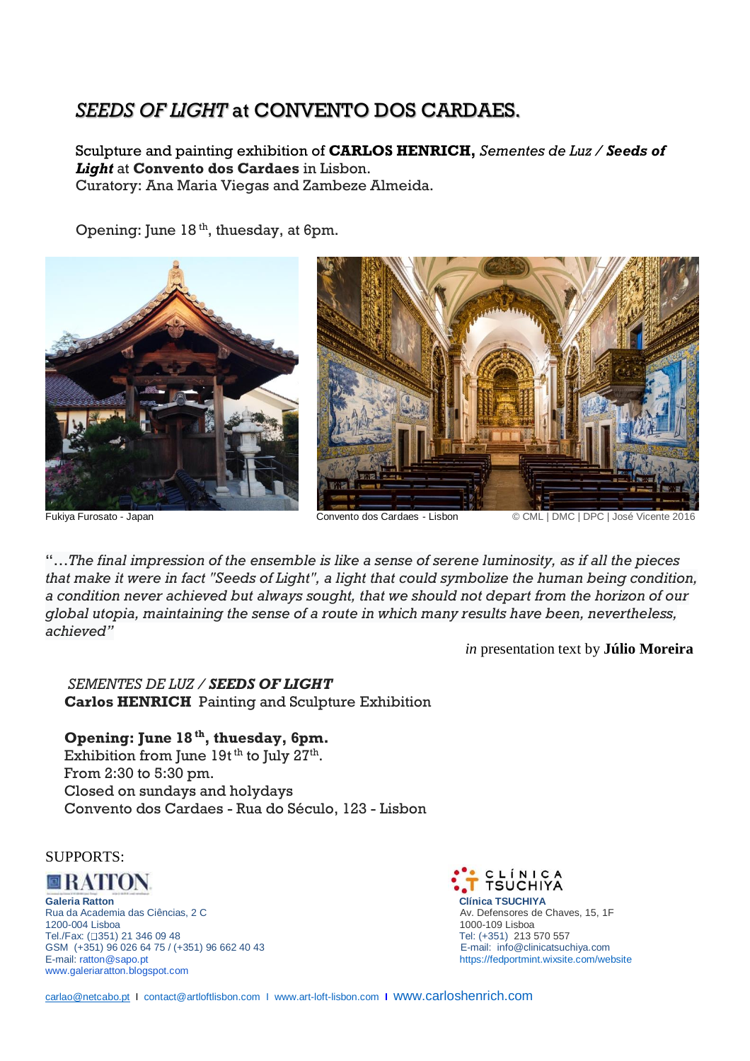# *SEEDS OF LIGHT* at CONVENTO DOS CARDAES.

Sculpture and painting exhibition of **CARLOS HENRICH,** *Sementes de Luz /* ***Seeds of Light*** at **Convento dos Cardaes** in Lisbon.
Curatory: Ana Maria Viegas and Zambeze Almeida.

Opening: June 18 th, thuesday, at 6pm.

Fukiya Furosato - Japan

Convento dos Cardaes - Lisbon © CML | DMC | DPC | José Vicente 2016

"*…The final impression of the ensemble is like a sense of serene luminosity, as if all the pieces that make it were in fact "Seeds of Light", a light that could symbolize the human being condition, a condition never achieved but always sought, that we should not depart from the horizon of our global utopia, maintaining the sense of a route in which many results have been, nevertheless, achieved"*

*in* presentation text by **Júlio Moreira**

*SEMENTES DE LUZ /* ***SEEDS OF LIGHT***
**Carlos HENRICH** Painting and Sculpture Exhibition

**Opening: June 18 th, thuesday, 6pm.**
Exhibition from June 19t th to July 27th.
From 2:30 to 5:30 pm.
Closed on sundays and holydays
Convento dos Cardaes - Rua do Século, 123 - Lisbon

SUPPORTS:

RATTON
**Galeria Ratton**
Rua da Academia das Ciências, 2 C
1200-004 Lisboa
Tel./Fax: (351) 21 346 09 48
GSM (+351) 96 026 64 75 / (+351) 96 662 40 43
E-mail: ratton@sapo.pt
www.galeriaratton.blogspot.com

CLÍNICA TSUCHIYA
**Clínica TSUCHIYA**
Av. Defensores de Chaves, 15, 1F
1000-109 Lisboa
Tel: (+351) 213 570 557
E-mail: info@clinicatsuchiya.com
https://fedportmint.wixsite.com/website

carlao@netcabo.pt I contact@artloftlisbon.com I www.art-loft-lisbon.com I www.carloshenrich.com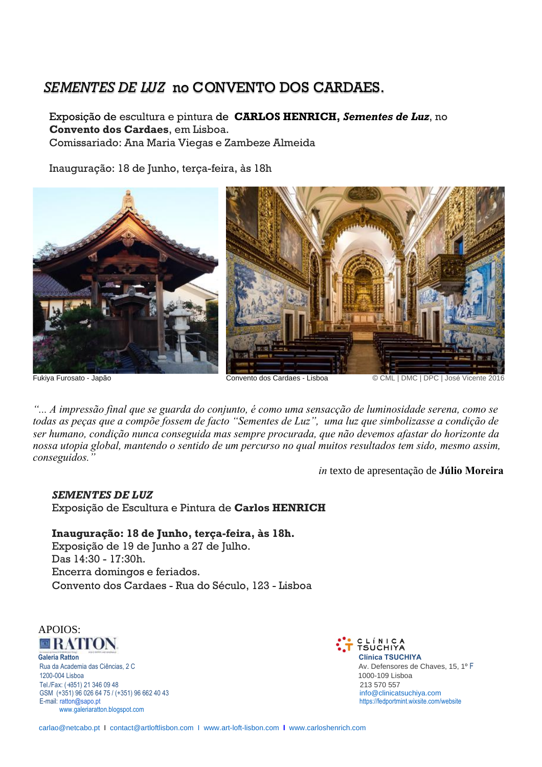# *SEMENTES DE LUZ* no CONVENTO DOS CARDAES.

Exposição de escultura e pintura de **CARLOS HENRICH, *Sementes de Luz***, no **Convento dos Cardaes**, em Lisboa.
Comissariado: Ana Maria Viegas e Zambeze Almeida

Inauguração: 18 de Junho, terça-feira, às 18h

Fukiya Furosato - Japão

Convento dos Cardaes - Lisboa

© CML | DMC | DPC | José Vicente 2016

*"... A impressão final que se guarda do conjunto, é como uma sensacção de luminosidade serena, como se todas as peças que a compõe fossem de facto "Sementes de Luz", uma luz que simbolizasse a condição de ser humano, condição nunca conseguida mas sempre procurada, que não devemos afastar do horizonte da nossa utopia global, mantendo o sentido de um percurso no qual muitos resultados tem sido, mesmo assim, conseguidos."*

*in* texto de apresentação de **Júlio Moreira**

***SEMENTES DE LUZ***
Exposição de Escultura e Pintura de **Carlos HENRICH**

**Inauguração: 18 de Junho, terça-feira, às 18h.**
Exposição de 19 de Junho a 27 de Julho.
Das 14:30 - 17:30h.
Encerra domingos e feriados.
Convento dos Cardaes - Rua do Século, 123 - Lisboa

APOIOS:

RATTON
**Galeria Ratton**
Rua da Academia das Ciências, 2 C
1200-004 Lisboa
Tel./Fax: (+351) 21 346 09 48
GSM (+351) 96 026 64 75 / (+351) 96 662 40 43
E-mail: ratton@sapo.pt
www.galeriaratton.blogspot.com

CLÍNICA TSUCHIYA
**Clínica TSUCHIYA**
Av. Defensores de Chaves, 15, 1º F
1000-109 Lisboa
213 570 557
info@clinicatsuchiya.com
https://fedportmint.wixsite.com/website

carlao@netcabo.pt I contact@artloftlisbon.com I www.art-loft-lisbon.com I www.carloshenrich.com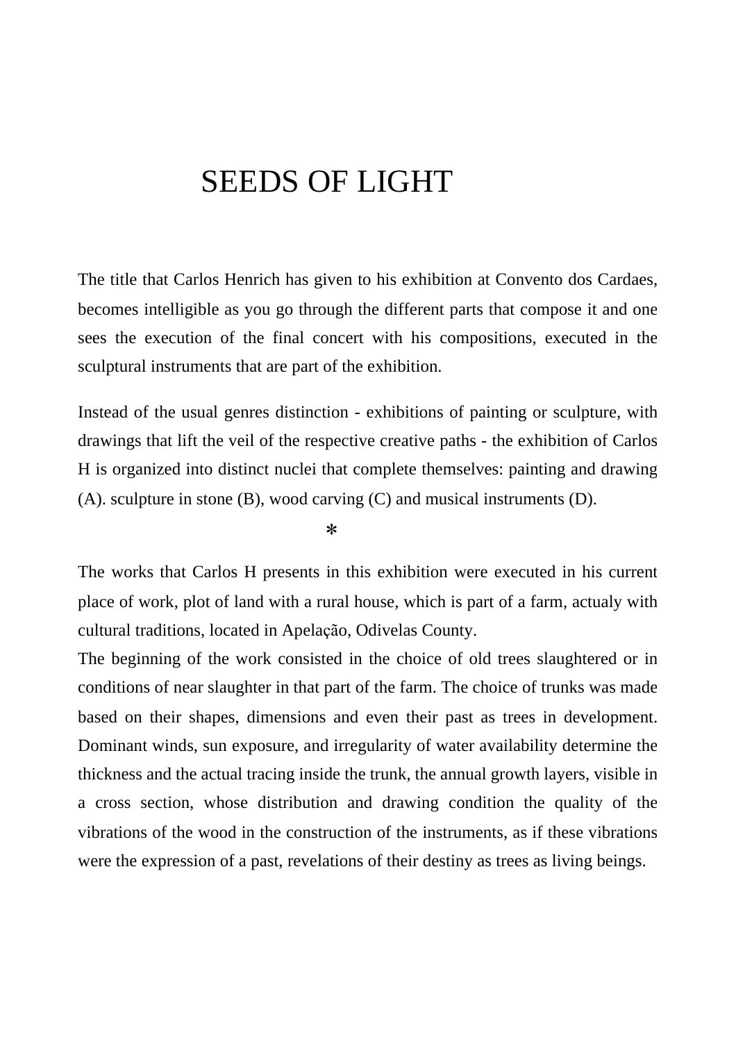# SEEDS OF LIGHT

The title that Carlos Henrich has given to his exhibition at Convento dos Cardaes, becomes intelligible as you go through the different parts that compose it and one sees the execution of the final concert with his compositions, executed in the sculptural instruments that are part of the exhibition.

Instead of the usual genres distinction - exhibitions of painting or sculpture, with drawings that lift the veil of the respective creative paths - the exhibition of Carlos H is organized into distinct nuclei that complete themselves: painting and drawing (A). sculpture in stone (B), wood carving (C) and musical instruments (D).

*

The works that Carlos H presents in this exhibition were executed in his current place of work, plot of land with a rural house, which is part of a farm, actualy with cultural traditions, located in Apelação, Odivelas County.
The beginning of the work consisted in the choice of old trees slaughtered or in conditions of near slaughter in that part of the farm. The choice of trunks was made based on their shapes, dimensions and even their past as trees in development. Dominant winds, sun exposure, and irregularity of water availability determine the thickness and the actual tracing inside the trunk, the annual growth layers, visible in a cross section, whose distribution and drawing condition the quality of the vibrations of the wood in the construction of the instruments, as if these vibrations were the expression of a past, revelations of their destiny as trees as living beings.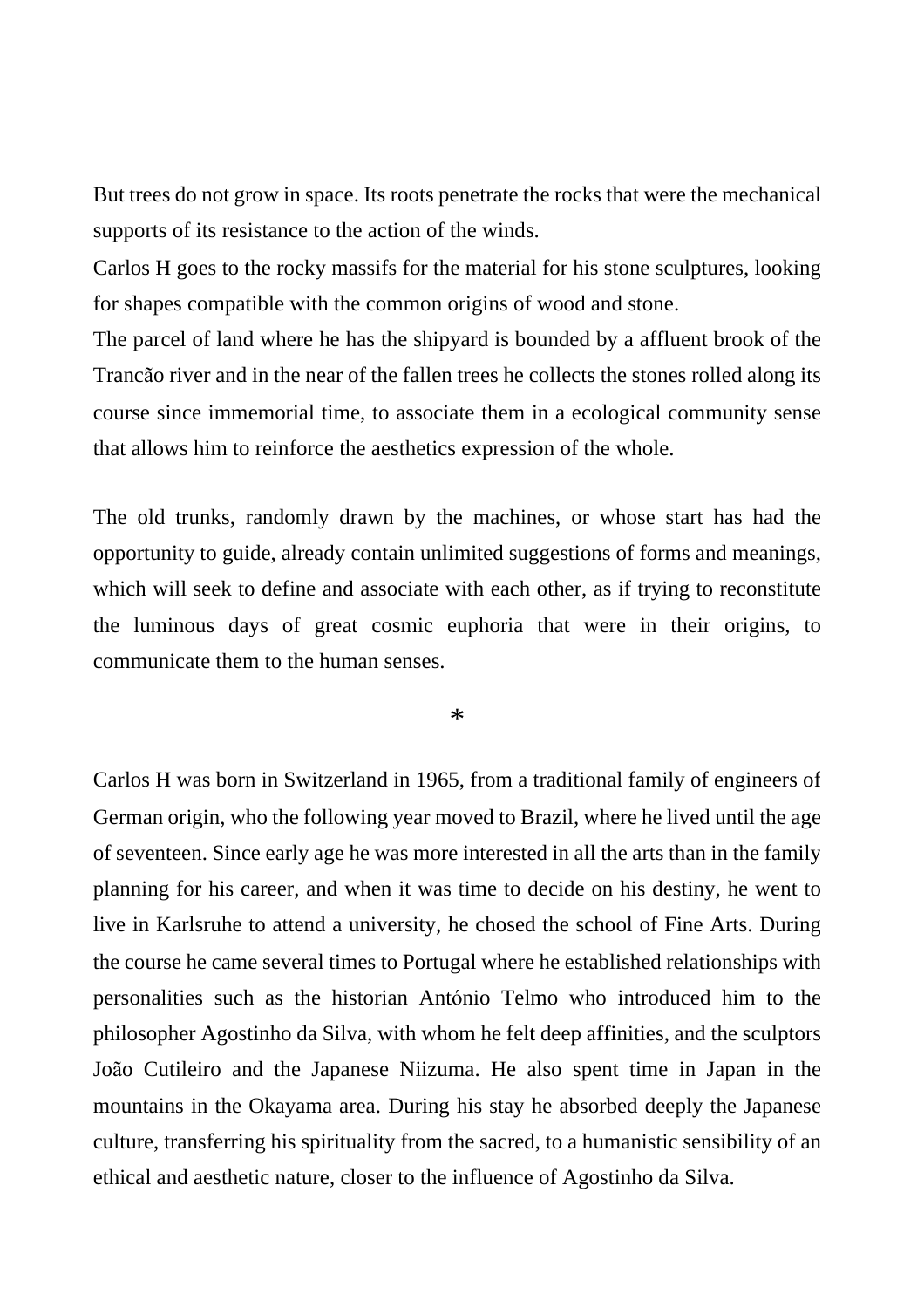But trees do not grow in space. Its roots penetrate the rocks that were the mechanical supports of its resistance to the action of the winds.
Carlos H goes to the rocky massifs for the material for his stone sculptures, looking for shapes compatible with the common origins of wood and stone.
The parcel of land where he has the shipyard is bounded by a affluent brook of the Trancão river and in the near of the fallen trees he collects the stones rolled along its course since immemorial time, to associate them in a ecological community sense that allows him to reinforce the aesthetics expression of the whole.

The old trunks, randomly drawn by the machines, or whose start has had the opportunity to guide, already contain unlimited suggestions of forms and meanings, which will seek to define and associate with each other, as if trying to reconstitute the luminous days of great cosmic euphoria that were in their origins, to communicate them to the human senses.

*

Carlos H was born in Switzerland in 1965, from a traditional family of engineers of German origin, who the following year moved to Brazil, where he lived until the age of seventeen. Since early age he was more interested in all the arts than in the family planning for his career, and when it was time to decide on his destiny, he went to live in Karlsruhe to attend a university, he chosed the school of Fine Arts. During the course he came several times to Portugal where he established relationships with personalities such as the historian António Telmo who introduced him to the philosopher Agostinho da Silva, with whom he felt deep affinities, and the sculptors João Cutileiro and the Japanese Niizuma. He also spent time in Japan in the mountains in the Okayama area. During his stay he absorbed deeply the Japanese culture, transferring his spirituality from the sacred, to a humanistic sensibility of an ethical and aesthetic nature, closer to the influence of Agostinho da Silva.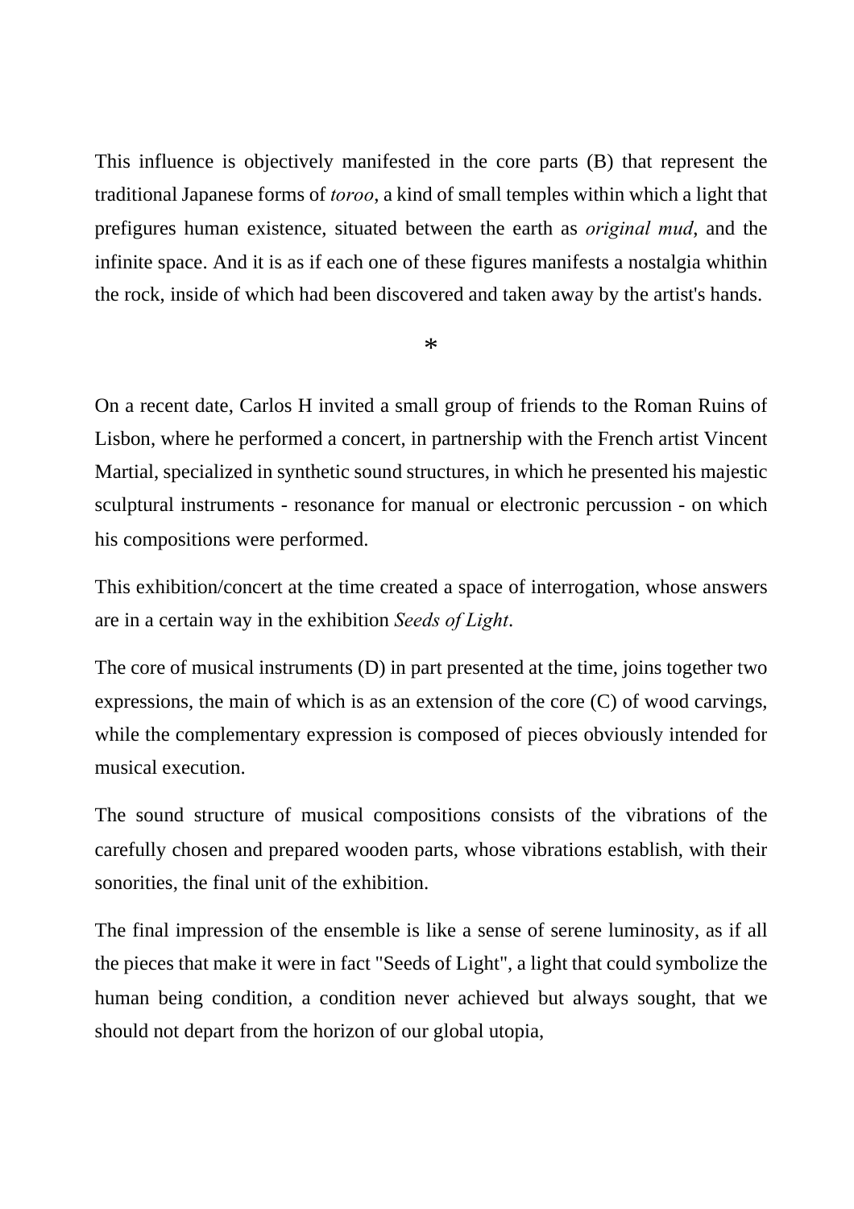This influence is objectively manifested in the core parts (B) that represent the traditional Japanese forms of *toroo*, a kind of small temples within which a light that prefigures human existence, situated between the earth as *original mud*, and the infinite space. And it is as if each one of these figures manifests a nostalgia whithin the rock, inside of which had been discovered and taken away by the artist's hands.

*

On a recent date, Carlos H invited a small group of friends to the Roman Ruins of Lisbon, where he performed a concert, in partnership with the French artist Vincent Martial, specialized in synthetic sound structures, in which he presented his majestic sculptural instruments - resonance for manual or electronic percussion - on which his compositions were performed.

This exhibition/concert at the time created a space of interrogation, whose answers are in a certain way in the exhibition *Seeds of Light*.

The core of musical instruments (D) in part presented at the time, joins together two expressions, the main of which is as an extension of the core (C) of wood carvings, while the complementary expression is composed of pieces obviously intended for musical execution.

The sound structure of musical compositions consists of the vibrations of the carefully chosen and prepared wooden parts, whose vibrations establish, with their sonorities, the final unit of the exhibition.

The final impression of the ensemble is like a sense of serene luminosity, as if all the pieces that make it were in fact "Seeds of Light", a light that could symbolize the human being condition, a condition never achieved but always sought, that we should not depart from the horizon of our global utopia,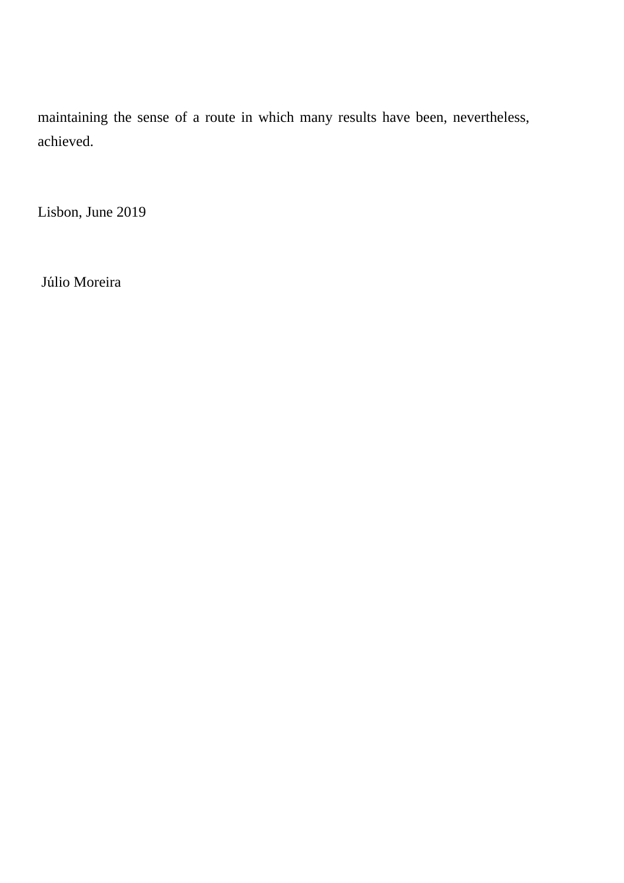maintaining the sense of a route in which many results have been, nevertheless, achieved.

Lisbon, June 2019

Júlio Moreira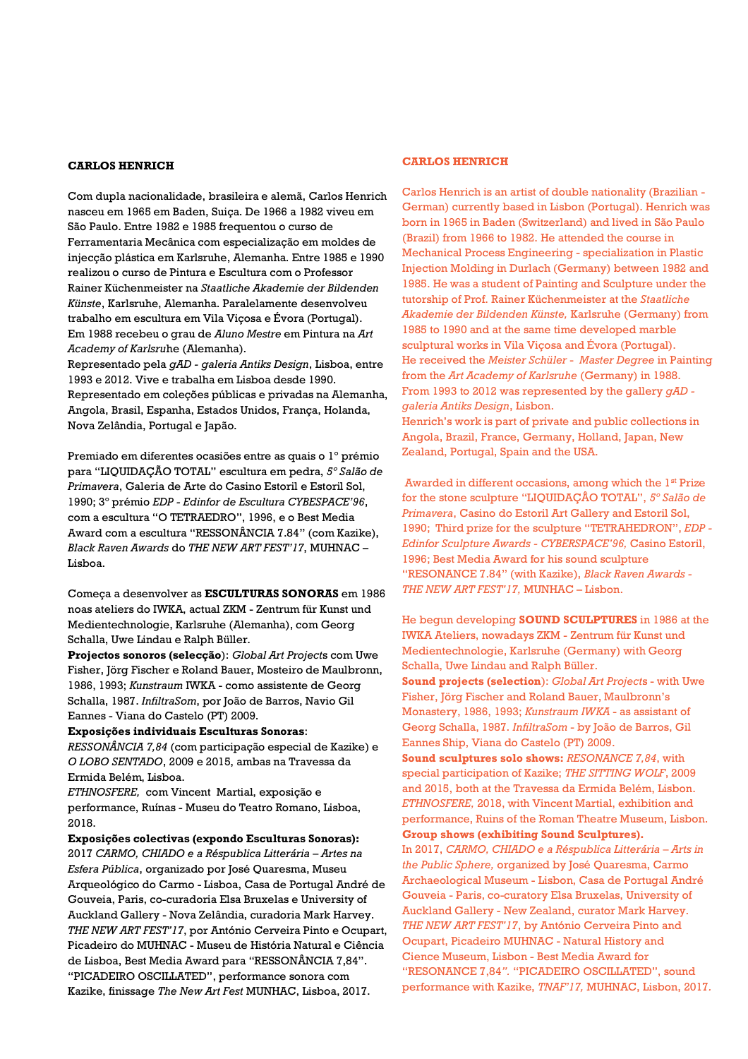**CARLOS HENRICH**

Com dupla nacionalidade, brasileira e alemã, Carlos Henrich nasceu em 1965 em Baden, Suiça. De 1966 a 1982 viveu em São Paulo. Entre 1982 e 1985 frequentou o curso de Ferramentaria Mecânica com especialização em moldes de injecção plástica em Karlsruhe, Alemanha. Entre 1985 e 1990 realizou o curso de Pintura e Escultura com o Professor Rainer Küchenmeister na *Staatliche Akademie der Bildenden Künste*, Karlsruhe, Alemanha. Paralelamente desenvolveu trabalho em escultura em Vila Viçosa e Évora (Portugal). Em 1988 recebeu o grau de *Aluno Mestre* em Pintura na *Art Academy of Karlsru*he (Alemanha).
Representado pela *gAD - galeria Antiks Design*, Lisboa, entre 1993 e 2012. Vive e trabalha em Lisboa desde 1990. Representado em coleções públicas e privadas na Alemanha, Angola, Brasil, Espanha, Estados Unidos, França, Holanda, Nova Zelândia, Portugal e Japão.

Premiado em diferentes ocasiões entre as quais o 1º prémio para "LIQUIDAÇÃO TOTAL" escultura em pedra, *5º Salão de Primavera*, Galeria de Arte do Casino Estoril e Estoril Sol, 1990; 3º prémio *EDP - Edinfor de Escultura CYBESPACE'96*, com a escultura "O TETRAEDRO", 1996, e o Best Media Award com a escultura "RESSONÂNCIA 7.84" (com Kazike), *Black Raven Awards* do *THE NEW ART FEST'17*, MUHNAC – Lisboa.

Começa a desenvolver as **ESCULTURAS SONORAS** em 1986 noas ateliers do IWKA, actual ZKM - Zentrum für Kunst und Medientechnologie, Karlsruhe (Alemanha), com Georg Schalla, Uwe Lindau e Ralph Büller.
**Projectos sonoros (selecção)**: *Global Art Project*s com Uwe Fisher, Jörg Fischer e Roland Bauer, Mosteiro de Maulbronn, 1986, 1993; *Kunstraum* IWKA - como assistente de Georg Schalla, 1987. *InfiltraSom*, por João de Barros, Navio Gil Eannes - Viana do Castelo (PT) 2009.
**Exposições individuais Esculturas Sonoras**:
*RESSONÂNCIA 7,84* (com participação especial de Kazike) e *O LOBO SENTADO*, 2009 e 2015, ambas na Travessa da Ermida Belém, Lisboa.
*ETHNOSFERE,* com Vincent Martial, exposição e performance, Ruínas - Museu do Teatro Romano, Lisboa, 2018.
**Exposições colectivas (expondo Esculturas Sonoras):**
2017 *CARMO, CHIADO e a Késpublica Litterária – Artes na Esfera Pública*, organizado por José Quaresma, Museu Arqueológico do Carmo - Lisboa, Casa de Portugal André de Gouveia, Paris, co-curadoria Elsa Bruxelas e University of Auckland Gallery - Nova Zelândia, curadoria Mark Harvey.
*THE NEW ART FEST'17*, por António Cerveira Pinto e Ocupart, Picadeiro do MUHNAC - Museu de História Natural e Ciência de Lisboa, Best Media Award para "RESSONÂNCIA 7,84".
"PICADEIRO OSCILLATED", performance sonora com Kazike, finissage *The New Art Fest* MUNHAC, Lisboa, 2017.

**CARLOS HENRICH**

Carlos Henrich is an artist of double nationality (Brazilian - German) currently based in Lisbon (Portugal). Henrich was born in 1965 in Baden (Switzerland) and lived in São Paulo (Brazil) from 1966 to 1982. He attended the course in Mechanical Process Engineering - specialization in Plastic Injection Molding in Durlach (Germany) between 1982 and 1985. He was a student of Painting and Sculpture under the tutorship of Prof. Rainer Küchenmeister at the *Staatliche Akademie der Bildenden Künste,* Karlsruhe (Germany) from 1985 to 1990 and at the same time developed marble sculptural works in Vila Viçosa and Évora (Portugal).
He received the *Meister Schüler - Master Degree* in Painting from the *Art Academy of Karlsruhe* (Germany) in 1988.
From 1993 to 2012 was represented by the gallery *gAD - galeria Antiks Design*, Lisbon.
Henrich's work is part of private and public collections in Angola, Brazil, France, Germany, Holland, Japan, New Zealand, Portugal, Spain and the USA.

Awarded in different occasions, among which the 1st Prize for the stone sculpture "LIQUIDAÇÂO TOTAL", *5º Salão de Primavera*, Casino do Estoril Art Gallery and Estoril Sol, 1990; Third prize for the sculpture "TETRAHEDRON", *EDP - Edinfor Sculpture Awards - CYBERSPACE'96,* Casino Estoril, 1996; Best Media Award for his sound sculpture "RESONANCE 7.84" (with Kazike), *Black Raven Awards - THE NEW ART FEST'17,* MUNHAC – Lisbon.

He begun developing **SOUND SCULPTURES** in 1986 at the IWKA Ateliers, nowadays ZKM - Zentrum für Kunst und Medientechnologie, Karlsruhe (Germany) with Georg Schalla, Uwe Lindau and Ralph Büller.
**Sound projects (selection)**: *Global Art Project*s - with Uwe Fisher, Jörg Fischer and Roland Bauer, Maulbronn's Monastery, 1986, 1993; *Kunstraum IWKA* - as assistant of Georg Schalla, 1987. *InfiltraSom* - by João de Barros, Gil Eannes Ship, Viana do Castelo (PT) 2009.
**Sound sculptures solo shows:** *RESONANCE 7,84*, with special participation of Kazike; *THE SITTING WOLF*, 2009 and 2015, both at the Travessa da Ermida Belém, Lisbon. *ETHNOSFERE*, 2018, with Vincent Martial, exhibition and performance, Ruins of the Roman Theatre Museum, Lisbon.
**Group shows (exhibiting Sound Sculptures).**
In 2017, *CARMO, CHIADO e a Késpublica Litterária – Arts in the Public Sphere,* organized by José Quaresma, Carmo Archaeological Museum - Lisbon, Casa de Portugal André Gouveia - Paris, co-curatory Elsa Bruxelas, University of Auckland Gallery - New Zealand, curator Mark Harvey.
*THE NEW ART FEST'17*, by António Cerveira Pinto and Ocupart, Picadeiro MUHNAC - Natural History and Cience Museum, Lisbon - Best Media Award for "RESONANCE 7,84". "PICADEIRO OSCILLATED", sound performance with Kazike, *TNAF'17,* MUHNAC, Lisbon, 2017.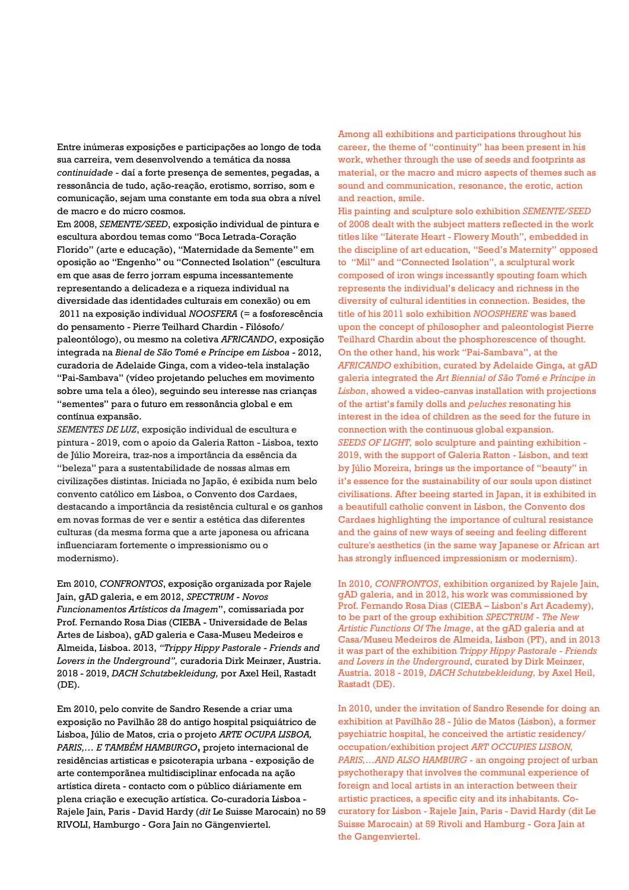Entre inúmeras exposições e participações ao longo de toda sua carreira, vem desenvolvendo a temática da nossa *continuidade* - daí a forte presença de sementes, pegadas, a ressonância de tudo, ação-reação, erotismo, sorriso, som e comunicação, sejam uma constante em toda sua obra a nível de macro e do micro cosmos.
Em 2008, *SEMENTE/SEED*, exposição individual de pintura e escultura abordou temas como "Boca Letrada-Coração Florido" (arte e educação), "Maternidade da Semente" em oposição ao "Engenho" ou "Connected Isolation" (escultura em que asas de ferro jorram espuma incessantemente representando a delicadeza e a riqueza individual na diversidade das identidades culturais em conexão) ou em 2011 na exposição individual *NOOSFERA* (= a fosforescência do pensamento - Pierre Teilhard Chardin - Filósofo/ paleontólogo), ou mesmo na coletiva *AFRICANDO*, exposição integrada na *Bienal de São Tomé e Príncipe em Lisboa* - 2012, curadoria de Adelaide Ginga, com a video-tela instalação "Pai-Sambava" (vídeo projetando peluches em movimento sobre uma tela a óleo), seguindo seu interesse nas crianças "sementes" para o futuro em ressonância global e em contínua expansão.
*SEMENTES DE LUZ*, exposição individual de escultura e pintura - 2019, com o apoio da Galeria Ratton - Lisboa, texto de Júlio Moreira, traz-nos a importância da essência da "beleza" para a sustentabilidade de nossas almas em civilizações distintas. Iniciada no Japão, é exibida num belo convento católico em Lisboa, o Convento dos Cardaes, destacando a importância da resistência cultural e os ganhos em novas formas de ver e sentir a estética das diferentes culturas (da mesma forma que a arte japonesa ou africana influenciaram fortemente o impressionismo ou o modernismo).

Em 2010, *CONFRONTOS*, exposição organizada por Rajele Jain, gAD galeria, e em 2012, *SPECTRUM - Novos Funcionamentos Artísticos da Imagem*", comissariada por Prof. Fernando Rosa Dias (CIEBA - Universidade de Belas Artes de Lisboa), gAD galeria e Casa-Museu Medeiros e Almeida, Lisboa. 2013, *"Trippy Hippy Pastorale - Friends and Lovers in the Underground"*, curadoria Dirk Meinzer, Austria. 2018 - 2019, *DACH Schutzbekleidung,* por Axel Heil, Rastadt (DE).

Em 2010, pelo convite de Sandro Resende a criar uma exposição no Pavilhão 28 do antigo hospital psiquiátrico de Lisboa, Júlio de Matos, cria o projeto *ARTE OCUPA LISBOA, PARIS,… E TAMBÉM HAMBURGO*, projeto internacional de residências artisticas e psicoterapia urbana - exposição de arte contemporãnea multidisciplinar enfocada na ação artística direta - contacto com o público diáriamente em plena criação e execução artística. Co-curadoria Lisboa - Rajele Jain, Paris - David Hardy (*dit* Le Suisse Marocain) no 59 RIVOLI, Hamburgo - Gora Jain no Gängenviertel.

Among all exhibitions and participations throughout his career, the theme of "continuity" has been present in his work, whether through the use of seeds and footprints as material, or the macro and micro aspects of themes such as sound and communication, resonance, the erotic, action and reaction, smile.
His painting and sculpture solo exhibition *SEMENTE/SEED* of 2008 dealt with the subject matters reflected in the work titles like "Literate Heart - Flowery Mouth", embedded in the discipline of art education, "Seed's Maternity" opposed to "Mil" and "Connected Isolation", a sculptural work composed of iron wings incessantly spouting foam which represents the individual's delicacy and richness in the diversity of cultural identities in connection. Besides, the title of his 2011 solo exhibition *NOOSPHERE* was based upon the concept of philosopher and paleontologist Pierre Teilhard Chardin about the phosphorescence of thought. On the other hand, his work "Pai-Sambava", at the *AFRICANDO* exhibition, curated by Adelaide Ginga, at gAD galeria integrated the *Art Biennial of São Tomé e Príncipe in Lisbon*, showed a video-canvas installation with projections of the artist's family dolls and *peluches* resonating his interest in the idea of children as the seed for the future in connection with the continuous global expansion.
*SEEDS OF LIGHT,* solo sculpture and painting exhibition - 2019, with the support of Galeria Ratton - Lisbon, and text by Júlio Moreira, brings us the importance of "beauty" in it's essence for the sustainability of our souls upon distinct civilisations. After beeing started in Japan, it is exhibited in a beautifull catholic convent in Lisbon, the Convento dos Cardaes highlighting the importance of cultural resistance and the gains of new ways of seeing and feeling different culture's aesthetics (in the same way Japanese or African art has strongly influenced impressionism or modernism).

In 2010, *CONFRONTOS*, exhibition organized by Rajele Jain, gAD galeria, and in 2012, his work was commissioned by Prof. Fernando Rosa Dias (CIEBA – Lisbon's Art Academy), to be part of the group exhibition *SPECTRUM - The New Artistic Functions Of The Image*, at the gAD galeria and at Casa/Museu Medeiros de Almeida, Lisbon (PT), and in 2013 it was part of the exhibition *Trippy Hippy Pastorale - Friends and Lovers in the Underground*, curated by Dirk Meinzer, Austria. 2018 - 2019, *DACH Schutzbekleidung,* by Axel Heil, Rastadt (DE).

In 2010, under the invitation of Sandro Resende for doing an exhibition at Pavilhão 28 - Júlio de Matos (Lisbon), a former psychiatric hospital, he conceived the artistic residency/ occupation/exhibition project *ART OCCUPIES LISBON, PARIS,…AND ALSO HAMBURG* - an ongoing project of urban psychotherapy that involves the communal experience of foreign and local artists in an interaction between their artistic practices, a specific city and its inhabitants. Co-curatory for Lisbon - Rajele Jain, Paris - David Hardy (dit Le Suisse Marocain) at 59 Rivoli and Hamburg - Gora Jain at the Gangenviertel.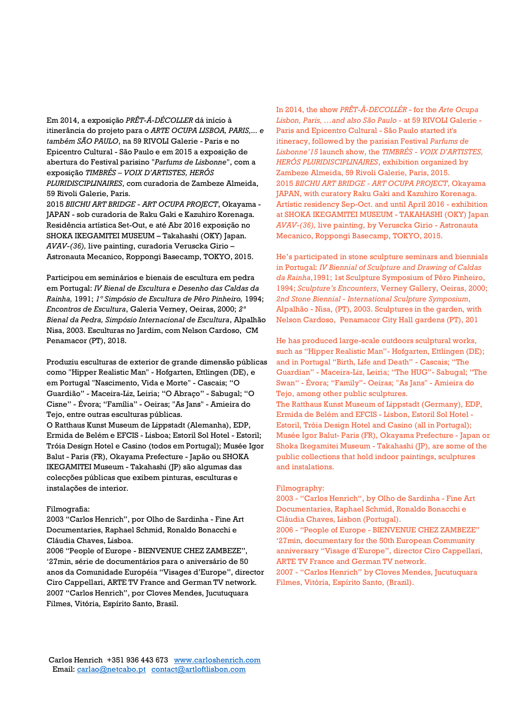Em 2014, a exposição *PRÊT-Á-DÉCOLLER* dá início à itinerância do projeto para o *ARTE OCUPA LISBOA, PARIS,... e também SÃO PAULO*, na 59 RIVOLI Galerie - Paris e no Epicentro Cultural - São Paulo e em 2015 a exposição de abertura do Festival parisino "*Parfums de Lisbonne*", com a exposição *TIMBRÉS – VOIX D'ARTISTES, HERÓS PLURIDISCIPLINAIRES*, com curadoria de Zambeze Almeida, 59 Rivoli Galerie, Paris.
2015 *BIICHU ART BRIDGE - ART OCUPA PROJECT*, Okayama - JAPAN - sob curadoria de Raku Gaki e Kazuhiro Korenaga. Residência artística Set-Out, e até Abr 2016 exposição no SHOKA IKEGAMITEI MUSEUM – Takahashi (OKY) Japan. *AVAV-(36),* live painting, curadoria Veruscka Girio – Astronauta Mecanico, Roppongi Basecamp, TOKYO, 2015.

Participou em seminários e bienais de escultura em pedra em Portugal: *IV Bienal de Escultura e Desenho das Caldas da Rainha,* 1991; *1º Simpósio de Escultura de Pêro Pinheiro,* 1994; *Encontros de Escultura*, Galeria Verney, Oeiras, 2000; *2ª Bienal da Pedra, Simpósio Internacional de Escultura*, Alpalhão Nisa, 2003. Esculturas no Jardim, com Nelson Cardoso, CM Penamacor (PT), 2018.

Produziu esculturas de exterior de grande dimensão públicas como "Hipper Realistic Man" - Hofgarten, Ettlingen (DE), e em Portugal "Nascimento, Vida e Morte" - Cascais; "O Guardião" - Maceira-Liz, Leiria; "O Abraço" - Sabugal; "O Cisne" - Évora; "Família" - Oeiras; "As Jans" - Amieira do Tejo, entre outras esculturas públicas.
O Ratthaus Kunst Museum de Lippstadt (Alemanha), EDP, Ermida de Belém e EFCIS - Lisboa; Estoril Sol Hotel - Estoril; Tróia Design Hotel e Casino (todos em Portugal); Musée Igor Balut - Paris (FR), Okayama Prefecture - Japão ou SHOKA IKEGAMITEI Museum - Takahashi (JP) são algumas das colecções públicas que exibem pinturas, esculturas e instalações de interior.

Filmografia:
2003 "Carlos Henrich", por Olho de Sardinha - Fine Art Documentaries, Raphael Schmid, Ronaldo Bonacchi e Cláudia Chaves, Lisboa.
2006 "People of Europe - BIENVENUE CHEZ ZAMBEZE", '27min, série de documentários para o aniversário de 50 anos da Comunidade Européia "Visages d'Europe", director Ciro Cappellari, ARTE TV France and German TV network.
2007 "Carlos Henrich", por Cloves Mendes, Jucutuquara Filmes, Vitória, Espírito Santo, Brasil.

In 2014, the show *PRÊT-À-DECOLLÉR* - for the *Arte Ocupa Lisbon, Paris, …and also São Paulo* - at 59 RIVOLI Galerie - Paris and Epicentro Cultural - São Paulo started it's itineracy, followed by the parisian Festival *Parfums de Lisbonne'15* launch show, the *TIMBRÉS - VOIX D'ARTISTES, HERÓS PLURIDISCIPLINAIRES*, exhibition organized by Zambeze Almeida, 59 Rivoli Galerie, Paris, 2015.
2015 *BIICHU ART BRIDGE - ART OCUPA PROJECT*, Okayama JAPAN, with curatory Raku Gaki and Kazuhiro Korenaga. Artístic residency Sep-Oct. and until April 2016 - exhibition at SHOKA IKEGAMITEI MUSEUM - TAKAHASHI (OKY) Japan *AVAV-(36),* live painting, by Veruscka Girio - Astronauta Mecanico, Roppongi Basecamp, TOKYO, 2015.

He's participated in stone sculpture seminars and biennials in Portugal: *IV Biennial of Sculpture and Drawing of Caldas da Rainha*,1991; 1st Sculpture Symposium of Pêro Pinheiro, 1994; *Sculpture's Encounters*, Verney Gallery, Oeiras, 2000; *2nd Stone Biennial - International Sculpture Symposium*, Alpalhão - Nisa, (PT), 2003. Sculptures in the garden, with Nelson Cardoso, Penamacor City Hall gardens (PT), 201

He has produced large-scale outdoors sculptural works, such as "Hipper Realistic Man"- Hofgarten, Ettlingen (DE); and in Portugal "Birth, Life and Death" - Cascais; "The Guardian" - Maceira-Liz, Leiria; "The HUG"- Sabugal; "The Swan" - Évora; "Family"- Oeiras; "As Jans" - Amieira do Tejo, among other public sculptures.
The Ratthaus Kunst Museum of Lippstadt (Germany), EDP, Ermida de Belém and EFCIS - Lisbon, Estoril Sol Hotel - Estoril, Tróia Design Hotel and Casino (all in Portugal); Musée Igor Balut- Paris (FR), Okayama Prefecture - Japan or Shoka Ikegamitei Museum - Takahashi (JP), are some of the public collections that hold indoor paintings, sculptures and instalations.

Filmography:
2003 - "Carlos Henrich", by Olho de Sardinha - Fine Art Documentaries, Raphael Schmid, Ronaldo Bonacchi e Cláudia Chaves, Lisbon (Portugal).
2006 - "People of Europe - BIENVENUE CHEZ ZAMBEZE" '27min, documentary for the 50th European Community anniversary "Visage d'Europe", director Ciro Cappellari, ARTE TV France and German TV network.
2007 - "Carlos Henrich" by Cloves Mendes, Jucutuquara Filmes, Vitória, Espírito Santo, (Brazil).

Carlos Henrich +351 936 443 673 [www.carloshenrich.com](http://www.carloshenrich.com)
Email: [carlao@netcabo.pt](mailto:carlao@netcabo.pt) [contact@artloftlisbon.com](mailto:contact@artloftlisbon.com)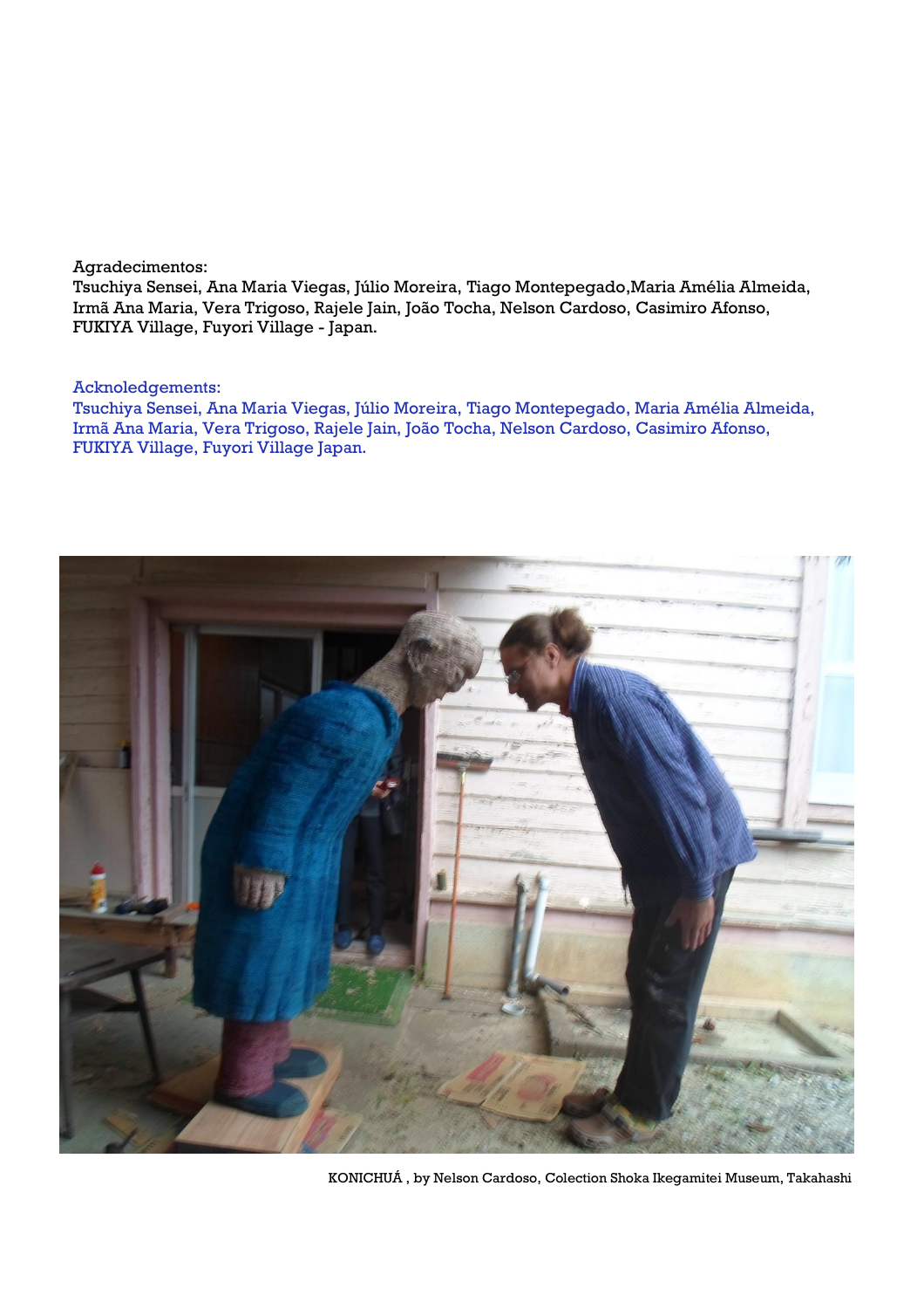Agradecimentos:
Tsuchiya Sensei, Ana Maria Viegas, Júlio Moreira, Tiago Montepegado,Maria Amélia Almeida, Irmã Ana Maria, Vera Trigoso, Rajele Jain, João Tocha, Nelson Cardoso, Casimiro Afonso, FUKIYA Village, Fuyori Village - Japan.

Acknoledgements:
Tsuchiya Sensei, Ana Maria Viegas, Júlio Moreira, Tiago Montepegado, Maria Amélia Almeida, Irmã Ana Maria, Vera Trigoso, Rajele Jain, João Tocha, Nelson Cardoso, Casimiro Afonso, FUKIYA Village, Fuyori Village Japan.

KONICHUÁ , by Nelson Cardoso, Colection Shoka Ikegamitei Museum, Takahashi